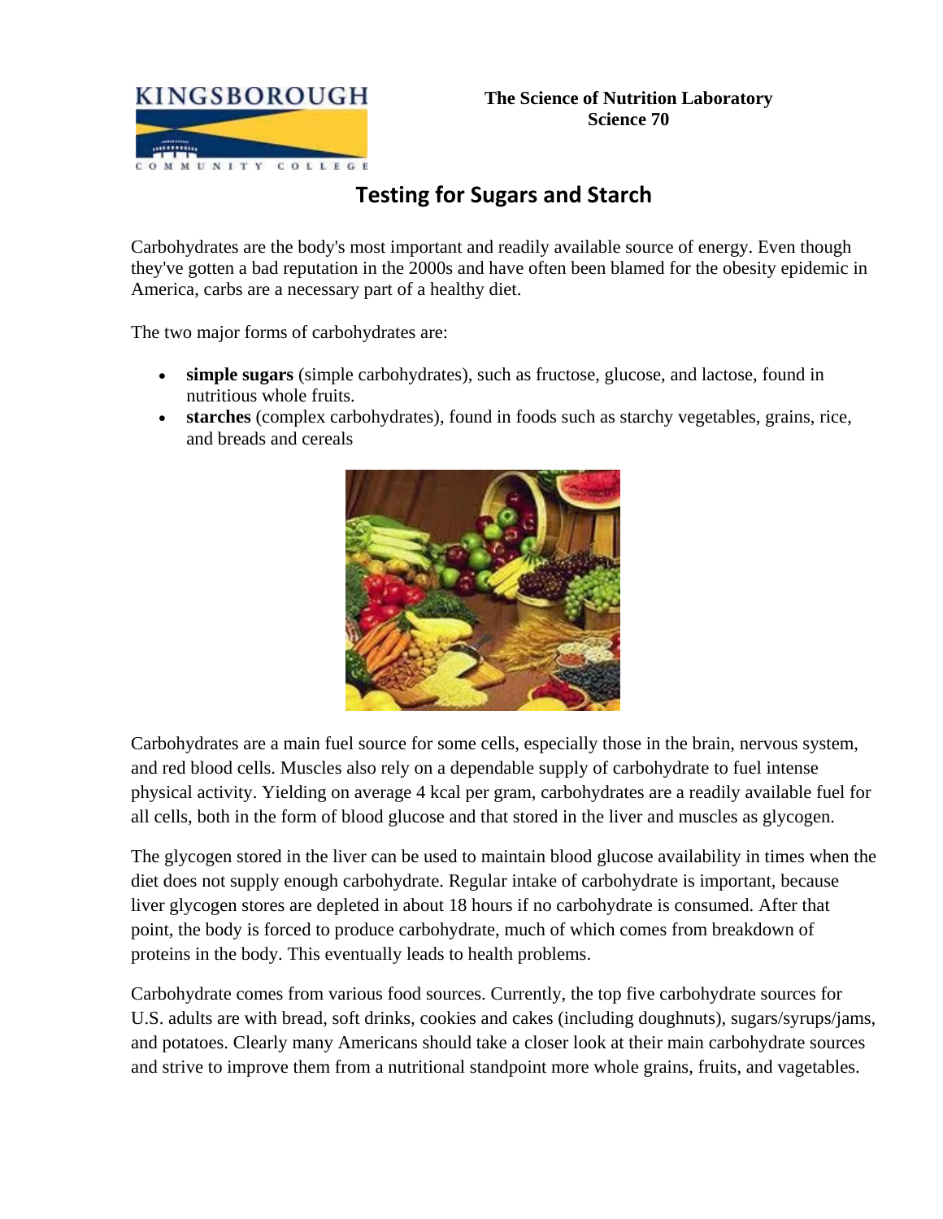The Science of Nutrition Laboratory
Science 70

# Testing for Sugars and Starch

Carbohydrates are the body's most important and readily available source of energy. Even though they've gotten a bad reputation in the 2000s and have often been blamed for the obesity epidemic in America, carbs are a necessary part of a healthy diet.

The two major forms of carbohydrates are:

- **simple sugars** (simple carbohydrates), such as fructose, glucose, and lactose, found in nutritious whole fruits.
- **starches** (complex carbohydrates), found in foods such as starchy vegetables, grains, rice, and breads and cereals

Carbohydrates are a main fuel source for some cells, especially those in the brain, nervous system, and red blood cells. Muscles also rely on a dependable supply of carbohydrate to fuel intense physical activity. Yielding on average 4 kcal per gram, carbohydrates are a readily available fuel for all cells, both in the form of blood glucose and that stored in the liver and muscles as glycogen.

The glycogen stored in the liver can be used to maintain blood glucose availability in times when the diet does not supply enough carbohydrate. Regular intake of carbohydrate is important, because liver glycogen stores are depleted in about 18 hours if no carbohydrate is consumed. After that point, the body is forced to produce carbohydrate, much of which comes from breakdown of proteins in the body. This eventually leads to health problems.

Carbohydrate comes from various food sources. Currently, the top five carbohydrate sources for U.S. adults are with bread, soft drinks, cookies and cakes (including doughnuts), sugars/syrups/jams, and potatoes. Clearly many Americans should take a closer look at their main carbohydrate sources and strive to improve them from a nutritional standpoint more whole grains, fruits, and vagetables.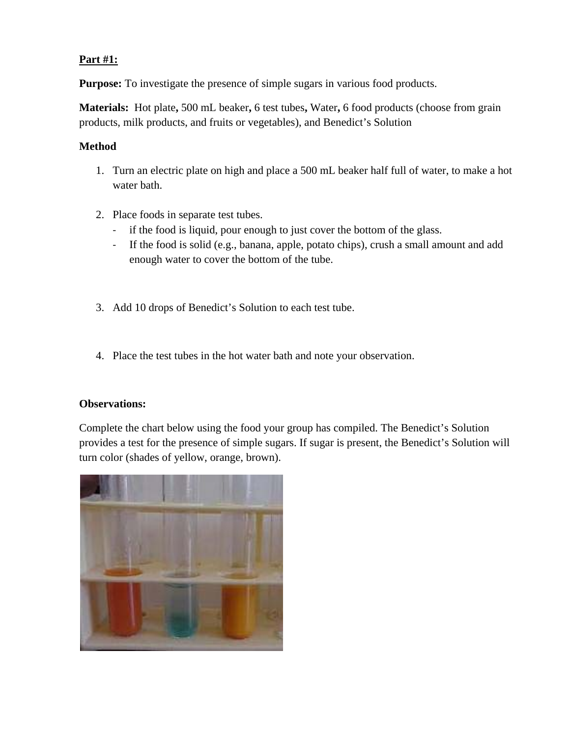**Part #1:**

**Purpose:** To investigate the presence of simple sugars in various food products.

**Materials:** Hot plate, 500 mL beaker, 6 test tubes, Water, 6 food products (choose from grain products, milk products, and fruits or vegetables), and Benedict's Solution

**Method**

1. Turn an electric plate on high and place a 500 mL beaker half full of water, to make a hot water bath.

2. Place foods in separate test tubes.
   - if the food is liquid, pour enough to just cover the bottom of the glass.
   - If the food is solid (e.g., banana, apple, potato chips), crush a small amount and add enough water to cover the bottom of the tube.

3. Add 10 drops of Benedict's Solution to each test tube.

4. Place the test tubes in the hot water bath and note your observation.

**Observations:**

Complete the chart below using the food your group has compiled. The Benedict's Solution provides a test for the presence of simple sugars. If sugar is present, the Benedict's Solution will turn color (shades of yellow, orange, brown).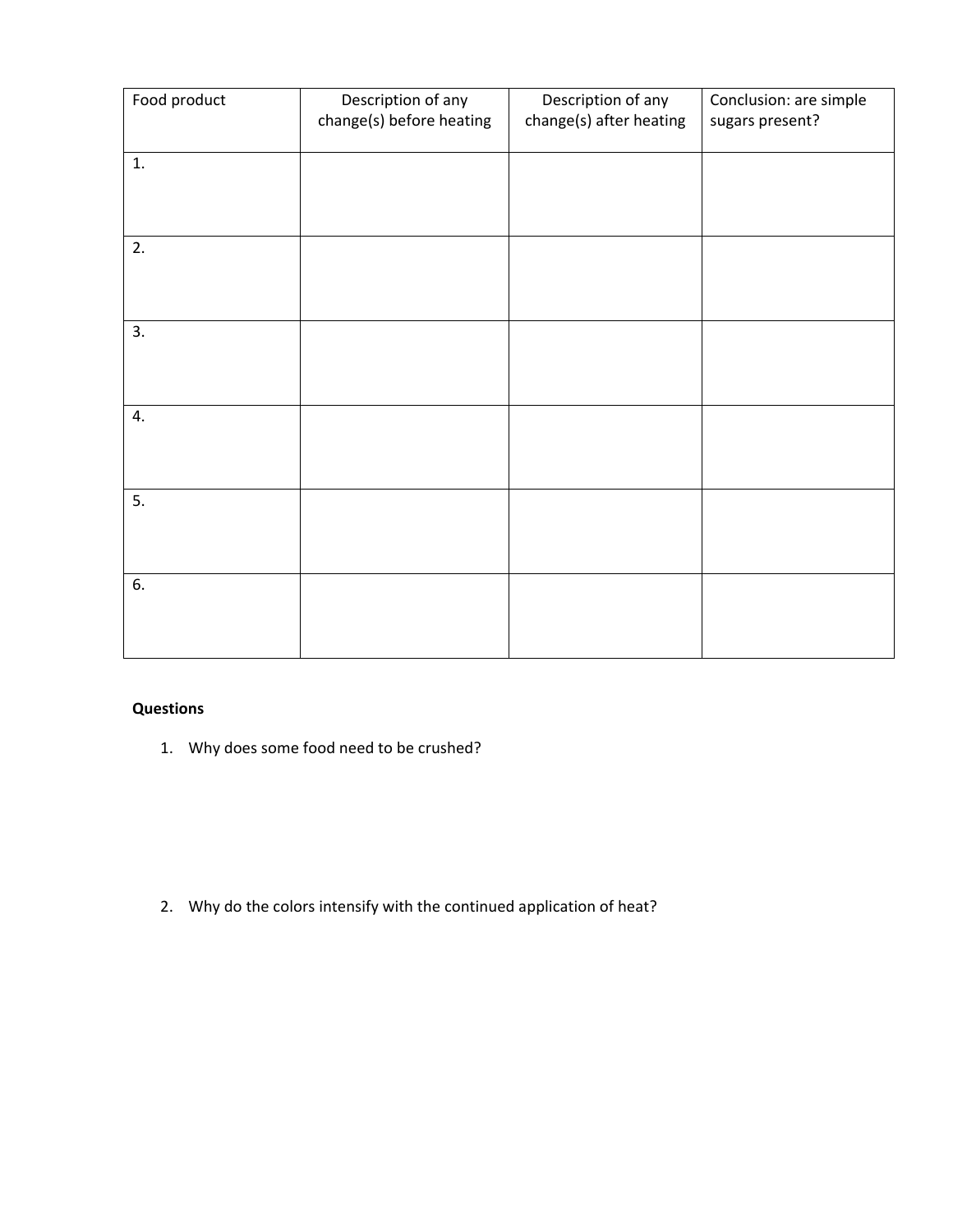| Food product | Description of any change(s) before heating | Description of any change(s) after heating | Conclusion: are simple sugars present? |
| --- | --- | --- | --- |
| 1. | | | |
| 2. | | | |
| 3. | | | |
| 4. | | | |
| 5. | | | |
| 6. | | | |

**Questions**

1. Why does some food need to be crushed?

2. Why do the colors intensify with the continued application of heat?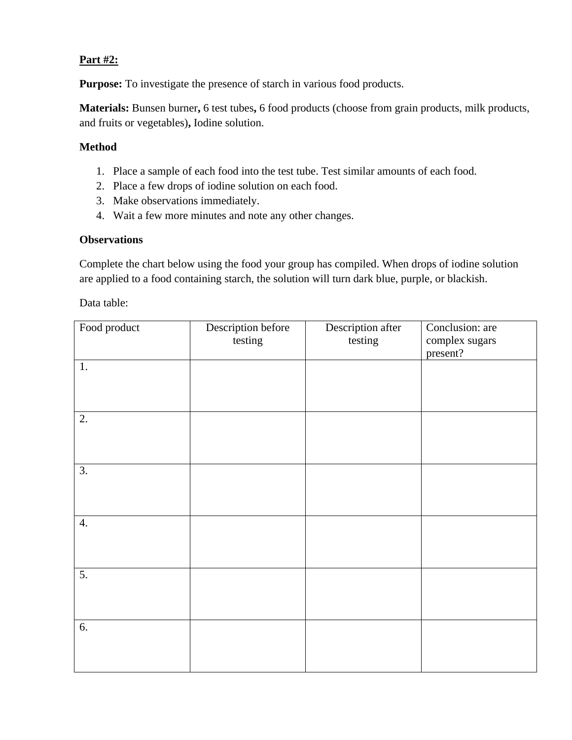**<u>Part #2:</u>**

**Purpose:** To investigate the presence of starch in various food products.

**Materials:** Bunsen burner**,** 6 test tubes**,** 6 food products (choose from grain products, milk products, and fruits or vegetables)**,** Iodine solution.

**Method**

1. Place a sample of each food into the test tube. Test similar amounts of each food.
2. Place a few drops of iodine solution on each food.
3. Make observations immediately.
4. Wait a few more minutes and note any other changes.

**Observations**

Complete the chart below using the food your group has compiled. When drops of iodine solution are applied to a food containing starch, the solution will turn dark blue, purple, or blackish.

Data table:

| Food product | Description before testing | Description after testing | Conclusion: are complex sugars present? |
| --- | --- | --- | --- |
| 1. | | | |
| 2. | | | |
| 3. | | | |
| 4. | | | |
| 5. | | | |
| 6. | | | |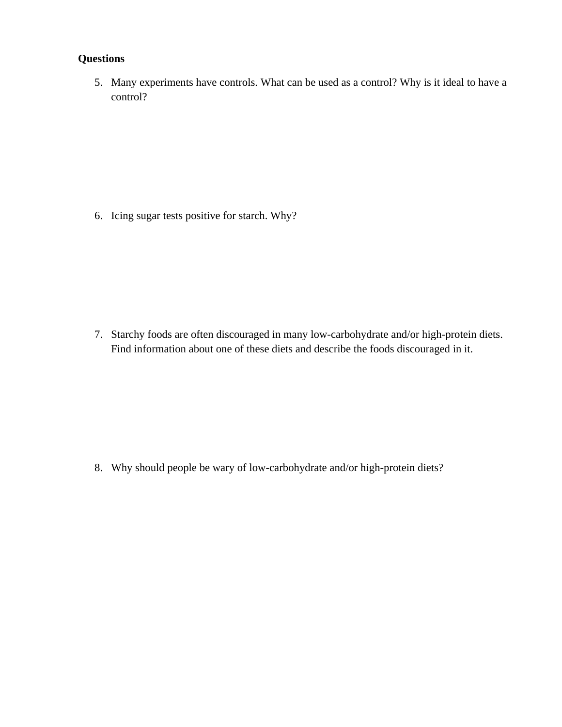**Questions**

5. Many experiments have controls. What can be used as a control? Why is it ideal to have a control?

6. Icing sugar tests positive for starch. Why?

7. Starchy foods are often discouraged in many low-carbohydrate and/or high-protein diets. Find information about one of these diets and describe the foods discouraged in it.

8. Why should people be wary of low-carbohydrate and/or high-protein diets?